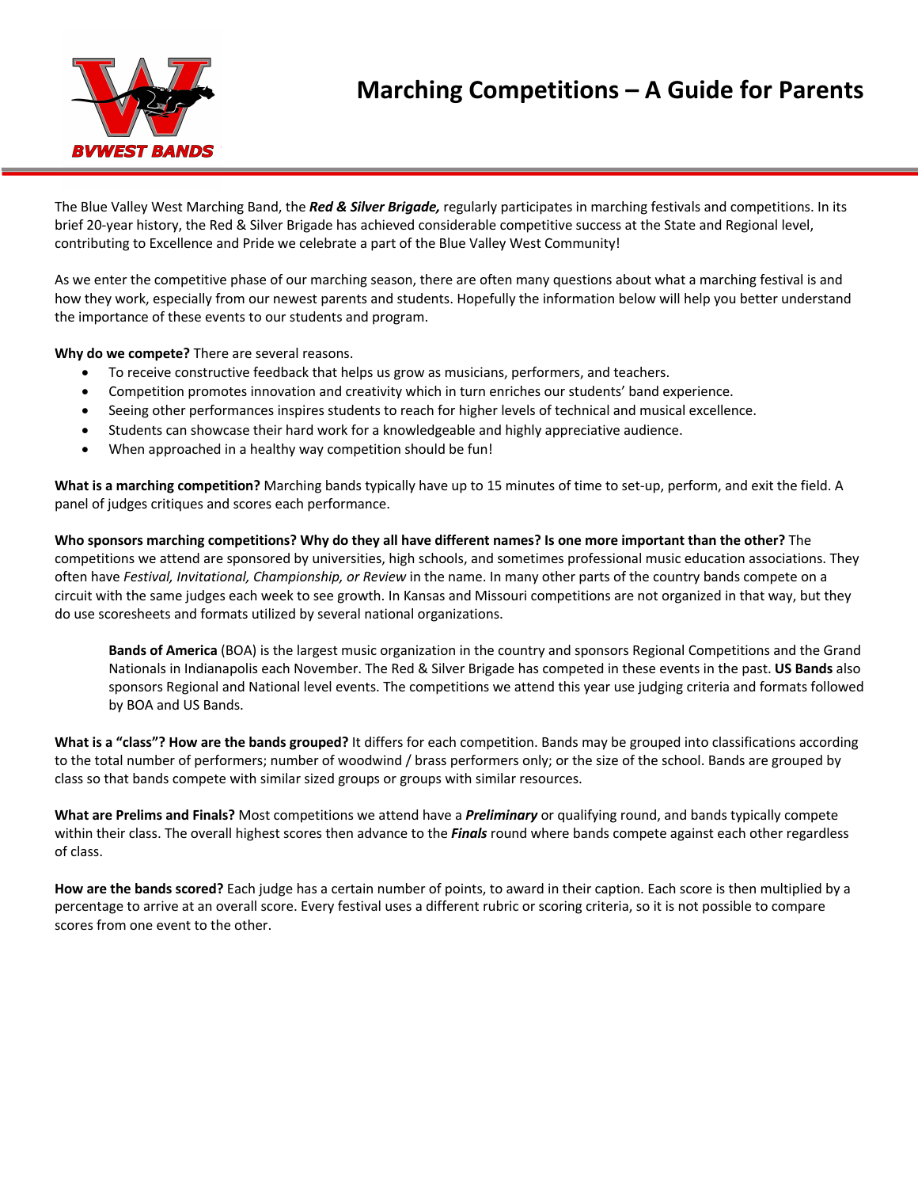BVWEST BANDS

# Marching Competitions – A Guide for Parents

The Blue Valley West Marching Band, the ***Red & Silver Brigade,*** regularly participates in marching festivals and competitions. In its brief 20-year history, the Red & Silver Brigade has achieved considerable competitive success at the State and Regional level, contributing to Excellence and Pride we celebrate a part of the Blue Valley West Community!

As we enter the competitive phase of our marching season, there are often many questions about what a marching festival is and how they work, especially from our newest parents and students. Hopefully the information below will help you better understand the importance of these events to our students and program.

**Why do we compete?** There are several reasons.

- To receive constructive feedback that helps us grow as musicians, performers, and teachers.
- Competition promotes innovation and creativity which in turn enriches our students' band experience.
- Seeing other performances inspires students to reach for higher levels of technical and musical excellence.
- Students can showcase their hard work for a knowledgeable and highly appreciative audience.
- When approached in a healthy way competition should be fun!

**What is a marching competition?** Marching bands typically have up to 15 minutes of time to set-up, perform, and exit the field. A panel of judges critiques and scores each performance.

**Who sponsors marching competitions? Why do they all have different names? Is one more important than the other?** The competitions we attend are sponsored by universities, high schools, and sometimes professional music education associations. They often have *Festival, Invitational, Championship, or Review* in the name. In many other parts of the country bands compete on a circuit with the same judges each week to see growth. In Kansas and Missouri competitions are not organized in that way, but they do use scoresheets and formats utilized by several national organizations.

> **Bands of America** (BOA) is the largest music organization in the country and sponsors Regional Competitions and the Grand Nationals in Indianapolis each November. The Red & Silver Brigade has competed in these events in the past. **US Bands** also sponsors Regional and National level events. The competitions we attend this year use judging criteria and formats followed by BOA and US Bands.

**What is a "class"? How are the bands grouped?** It differs for each competition. Bands may be grouped into classifications according to the total number of performers; number of woodwind / brass performers only; or the size of the school. Bands are grouped by class so that bands compete with similar sized groups or groups with similar resources.

**What are Prelims and Finals?** Most competitions we attend have a ***Preliminary*** or qualifying round, and bands typically compete within their class. The overall highest scores then advance to the ***Finals*** round where bands compete against each other regardless of class.

**How are the bands scored?** Each judge has a certain number of points, to award in their caption. Each score is then multiplied by a percentage to arrive at an overall score. Every festival uses a different rubric or scoring criteria, so it is not possible to compare scores from one event to the other.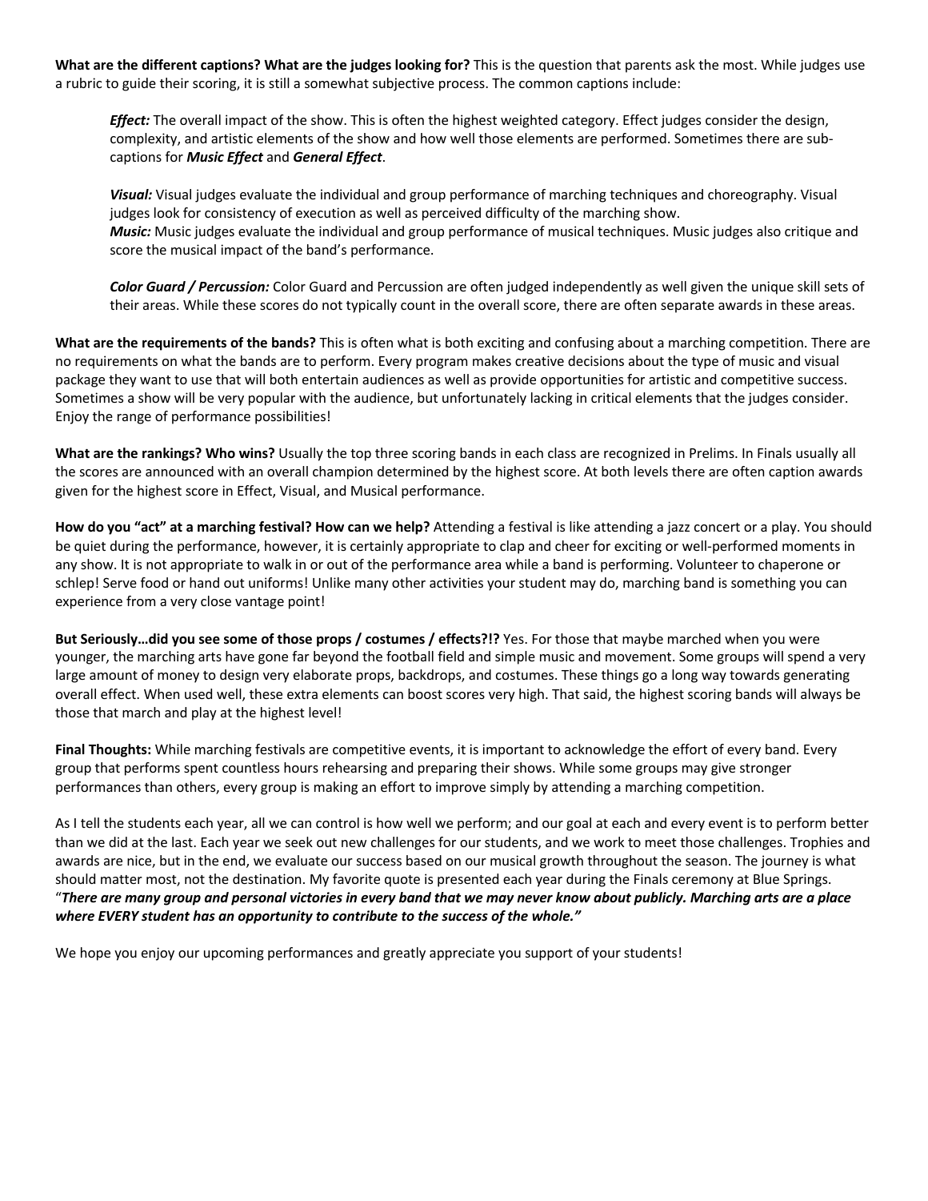**What are the different captions? What are the judges looking for?** This is the question that parents ask the most. While judges use a rubric to guide their scoring, it is still a somewhat subjective process. The common captions include:

> ***Effect:*** The overall impact of the show. This is often the highest weighted category. Effect judges consider the design, complexity, and artistic elements of the show and how well those elements are performed. Sometimes there are sub-captions for ***Music Effect*** and ***General Effect***.
>
> ***Visual:*** Visual judges evaluate the individual and group performance of marching techniques and choreography. Visual judges look for consistency of execution as well as perceived difficulty of the marching show.
> ***Music:*** Music judges evaluate the individual and group performance of musical techniques. Music judges also critique and score the musical impact of the band's performance.
>
> ***Color Guard / Percussion:*** Color Guard and Percussion are often judged independently as well given the unique skill sets of their areas. While these scores do not typically count in the overall score, there are often separate awards in these areas.

**What are the requirements of the bands?** This is often what is both exciting and confusing about a marching competition. There are no requirements on what the bands are to perform. Every program makes creative decisions about the type of music and visual package they want to use that will both entertain audiences as well as provide opportunities for artistic and competitive success. Sometimes a show will be very popular with the audience, but unfortunately lacking in critical elements that the judges consider. Enjoy the range of performance possibilities!

**What are the rankings? Who wins?** Usually the top three scoring bands in each class are recognized in Prelims. In Finals usually all the scores are announced with an overall champion determined by the highest score. At both levels there are often caption awards given for the highest score in Effect, Visual, and Musical performance.

**How do you "act" at a marching festival? How can we help?** Attending a festival is like attending a jazz concert or a play. You should be quiet during the performance, however, it is certainly appropriate to clap and cheer for exciting or well-performed moments in any show. It is not appropriate to walk in or out of the performance area while a band is performing. Volunteer to chaperone or schlep! Serve food or hand out uniforms! Unlike many other activities your student may do, marching band is something you can experience from a very close vantage point!

**But Seriously…did you see some of those props / costumes / effects?!?** Yes. For those that maybe marched when you were younger, the marching arts have gone far beyond the football field and simple music and movement. Some groups will spend a very large amount of money to design very elaborate props, backdrops, and costumes. These things go a long way towards generating overall effect. When used well, these extra elements can boost scores very high. That said, the highest scoring bands will always be those that march and play at the highest level!

**Final Thoughts:** While marching festivals are competitive events, it is important to acknowledge the effort of every band. Every group that performs spent countless hours rehearsing and preparing their shows. While some groups may give stronger performances than others, every group is making an effort to improve simply by attending a marching competition.

As I tell the students each year, all we can control is how well we perform; and our goal at each and every event is to perform better than we did at the last. Each year we seek out new challenges for our students, and we work to meet those challenges. Trophies and awards are nice, but in the end, we evaluate our success based on our musical growth throughout the season. The journey is what should matter most, not the destination. My favorite quote is presented each year during the Finals ceremony at Blue Springs. "***There are many group and personal victories in every band that we may never know about publicly. Marching arts are a place where EVERY student has an opportunity to contribute to the success of the whole."***

We hope you enjoy our upcoming performances and greatly appreciate you support of your students!